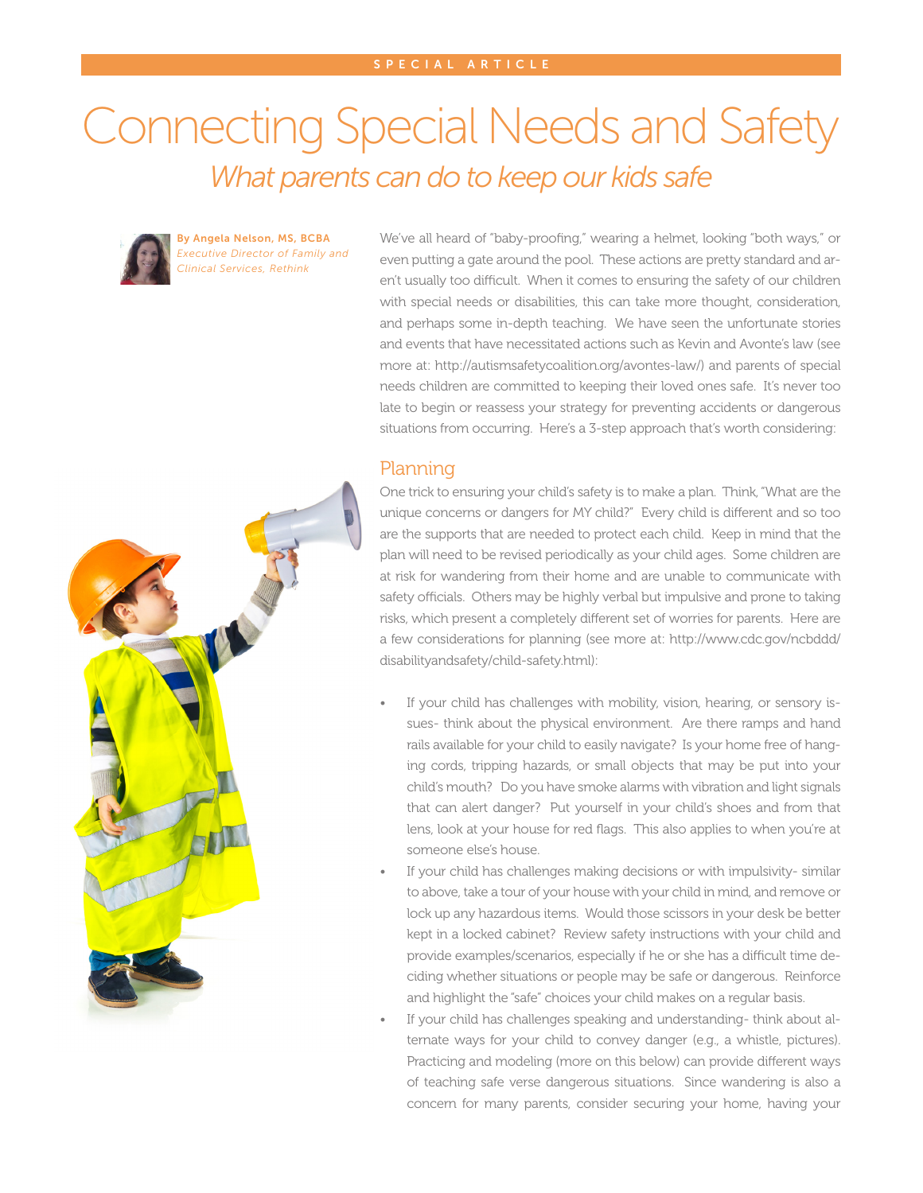SPECIAL ARTICLE

# Connecting Special Needs and Safety

## *What parents can do to keep our kids safe*

**By Angela Nelson, MS, BCBA**
*Executive Director of Family and Clinical Services, Rethink*

We've all heard of "baby-proofing," wearing a helmet, looking "both ways," or even putting a gate around the pool. These actions are pretty standard and aren't usually too difficult. When it comes to ensuring the safety of our children with special needs or disabilities, this can take more thought, consideration, and perhaps some in-depth teaching. We have seen the unfortunate stories and events that have necessitated actions such as Kevin and Avonte's law (see more at: http://autismsafetycoalition.org/avontes-law/) and parents of special needs children are committed to keeping their loved ones safe. It's never too late to begin or reassess your strategy for preventing accidents or dangerous situations from occurring. Here's a 3-step approach that's worth considering:

### Planning

One trick to ensuring your child's safety is to make a plan. Think, "What are the unique concerns or dangers for MY child?" Every child is different and so too are the supports that are needed to protect each child. Keep in mind that the plan will need to be revised periodically as your child ages. Some children are at risk for wandering from their home and are unable to communicate with safety officials. Others may be highly verbal but impulsive and prone to taking risks, which present a completely different set of worries for parents. Here are a few considerations for planning (see more at: http://www.cdc.gov/ncbddd/disabilityandsafety/child-safety.html):

- If your child has challenges with mobility, vision, hearing, or sensory issues- think about the physical environment. Are there ramps and hand rails available for your child to easily navigate? Is your home free of hanging cords, tripping hazards, or small objects that may be put into your child's mouth? Do you have smoke alarms with vibration and light signals that can alert danger? Put yourself in your child's shoes and from that lens, look at your house for red flags. This also applies to when you're at someone else's house.
- If your child has challenges making decisions or with impulsivity- similar to above, take a tour of your house with your child in mind, and remove or lock up any hazardous items. Would those scissors in your desk be better kept in a locked cabinet? Review safety instructions with your child and provide examples/scenarios, especially if he or she has a difficult time deciding whether situations or people may be safe or dangerous. Reinforce and highlight the "safe" choices your child makes on a regular basis.
- If your child has challenges speaking and understanding- think about alternate ways for your child to convey danger (e.g., a whistle, pictures). Practicing and modeling (more on this below) can provide different ways of teaching safe verse dangerous situations. Since wandering is also a concern for many parents, consider securing your home, having your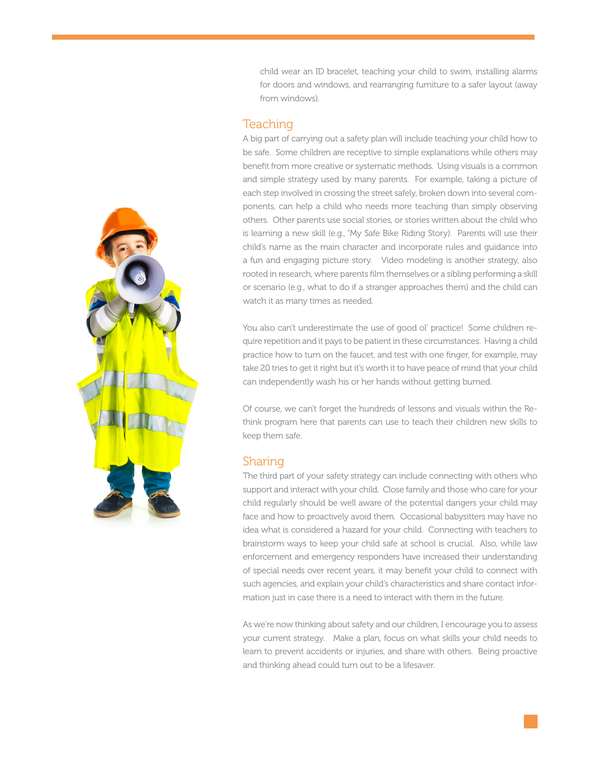child wear an ID bracelet, teaching your child to swim, installing alarms for doors and windows, and rearranging furniture to a safer layout (away from windows).

## Teaching

A big part of carrying out a safety plan will include teaching your child how to be safe. Some children are receptive to simple explanations while others may benefit from more creative or systematic methods. Using visuals is a common and simple strategy used by many parents. For example, taking a picture of each step involved in crossing the street safely, broken down into several components, can help a child who needs more teaching than simply observing others. Other parents use social stories, or stories written about the child who is learning a new skill (e.g., "My Safe Bike Riding Story). Parents will use their child's name as the main character and incorporate rules and guidance into a fun and engaging picture story. Video modeling is another strategy, also rooted in research, where parents film themselves or a sibling performing a skill or scenario (e.g., what to do if a stranger approaches them) and the child can watch it as many times as needed.

You also can't underestimate the use of good ol' practice! Some children require repetition and it pays to be patient in these circumstances. Having a child practice how to turn on the faucet, and test with one finger, for example, may take 20 tries to get it right but it's worth it to have peace of mind that your child can independently wash his or her hands without getting burned.

Of course, we can't forget the hundreds of lessons and visuals within the Rethink program here that parents can use to teach their children new skills to keep them safe.

## Sharing

The third part of your safety strategy can include connecting with others who support and interact with your child. Close family and those who care for your child regularly should be well aware of the potential dangers your child may face and how to proactively avoid them. Occasional babysitters may have no idea what is considered a hazard for your child. Connecting with teachers to brainstorm ways to keep your child safe at school is crucial. Also, while law enforcement and emergency responders have increased their understanding of special needs over recent years, it may benefit your child to connect with such agencies, and explain your child's characteristics and share contact information just in case there is a need to interact with them in the future.

As we're now thinking about safety and our children, I encourage you to assess your current strategy. Make a plan, focus on what skills your child needs to learn to prevent accidents or injuries, and share with others. Being proactive and thinking ahead could turn out to be a lifesaver.